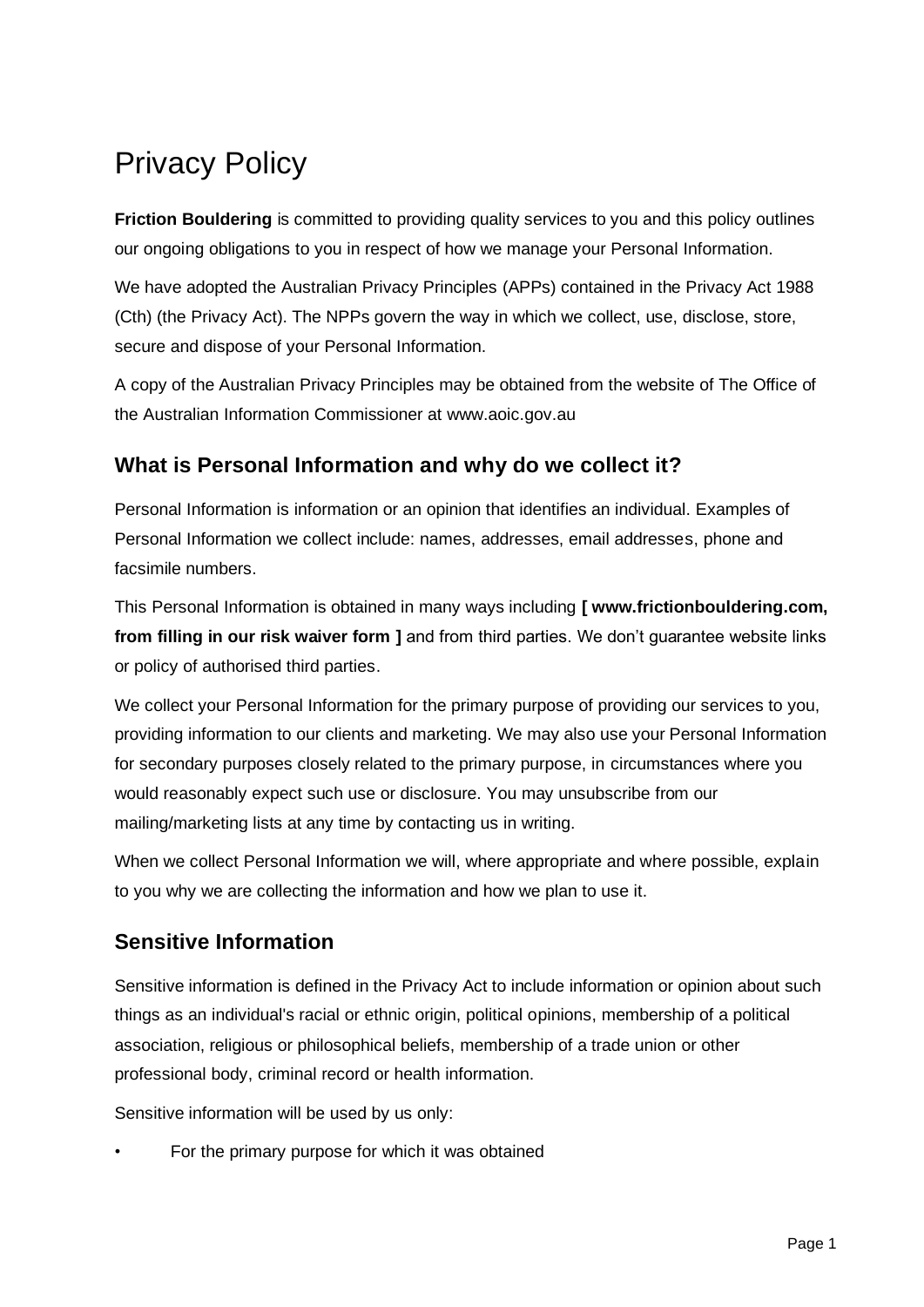# Privacy Policy

**Friction Bouldering** is committed to providing quality services to you and this policy outlines our ongoing obligations to you in respect of how we manage your Personal Information.

We have adopted the Australian Privacy Principles (APPs) contained in the Privacy Act 1988 (Cth) (the Privacy Act). The NPPs govern the way in which we collect, use, disclose, store, secure and dispose of your Personal Information.

A copy of the Australian Privacy Principles may be obtained from the website of The Office of the Australian Information Commissioner at www.aoic.gov.au

## What is Personal Information and why do we collect it?

Personal Information is information or an opinion that identifies an individual. Examples of Personal Information we collect include: names, addresses, email addresses, phone and facsimile numbers.

This Personal Information is obtained in many ways including **[ www.frictionbouldering.com, from filling in our risk waiver form ]** and from third parties. We don't guarantee website links or policy of authorised third parties.

We collect your Personal Information for the primary purpose of providing our services to you, providing information to our clients and marketing. We may also use your Personal Information for secondary purposes closely related to the primary purpose, in circumstances where you would reasonably expect such use or disclosure. You may unsubscribe from our mailing/marketing lists at any time by contacting us in writing.

When we collect Personal Information we will, where appropriate and where possible, explain to you why we are collecting the information and how we plan to use it.

## Sensitive Information

Sensitive information is defined in the Privacy Act to include information or opinion about such things as an individual's racial or ethnic origin, political opinions, membership of a political association, religious or philosophical beliefs, membership of a trade union or other professional body, criminal record or health information.

Sensitive information will be used by us only:

- For the primary purpose for which it was obtained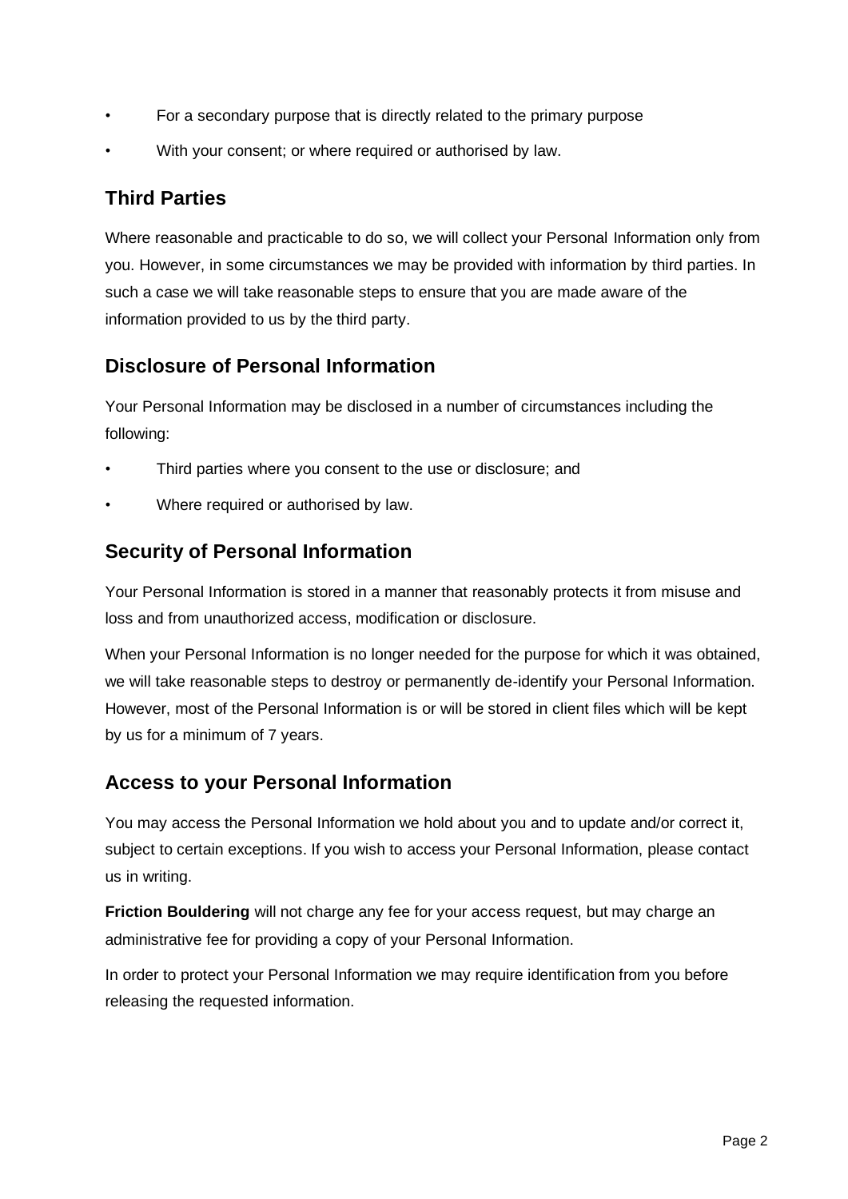- For a secondary purpose that is directly related to the primary purpose
- With your consent; or where required or authorised by law.

## Third Parties

Where reasonable and practicable to do so, we will collect your Personal Information only from you. However, in some circumstances we may be provided with information by third parties. In such a case we will take reasonable steps to ensure that you are made aware of the information provided to us by the third party.

## Disclosure of Personal Information

Your Personal Information may be disclosed in a number of circumstances including the following:

- Third parties where you consent to the use or disclosure; and
- Where required or authorised by law.

## Security of Personal Information

Your Personal Information is stored in a manner that reasonably protects it from misuse and loss and from unauthorized access, modification or disclosure.

When your Personal Information is no longer needed for the purpose for which it was obtained, we will take reasonable steps to destroy or permanently de-identify your Personal Information. However, most of the Personal Information is or will be stored in client files which will be kept by us for a minimum of 7 years.

## Access to your Personal Information

You may access the Personal Information we hold about you and to update and/or correct it, subject to certain exceptions. If you wish to access your Personal Information, please contact us in writing.

**Friction Bouldering** will not charge any fee for your access request, but may charge an administrative fee for providing a copy of your Personal Information.

In order to protect your Personal Information we may require identification from you before releasing the requested information.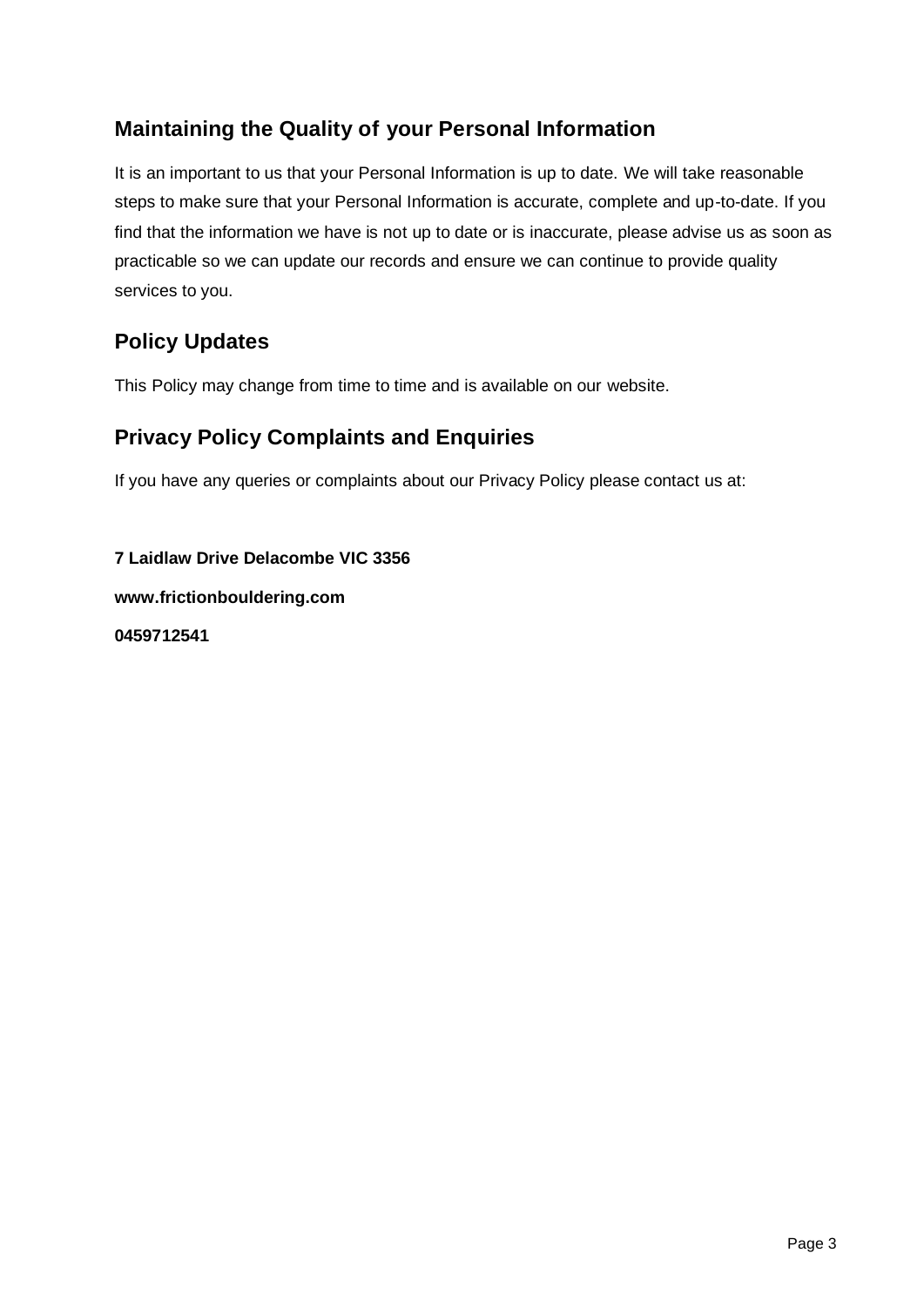## Maintaining the Quality of your Personal Information

It is an important to us that your Personal Information is up to date. We will take reasonable steps to make sure that your Personal Information is accurate, complete and up-to-date. If you find that the information we have is not up to date or is inaccurate, please advise us as soon as practicable so we can update our records and ensure we can continue to provide quality services to you.

## Policy Updates

This Policy may change from time to time and is available on our website.

## Privacy Policy Complaints and Enquiries

If you have any queries or complaints about our Privacy Policy please contact us at:

**7 Laidlaw Drive Delacombe VIC 3356**

**www.frictionbouldering.com**

**0459712541**